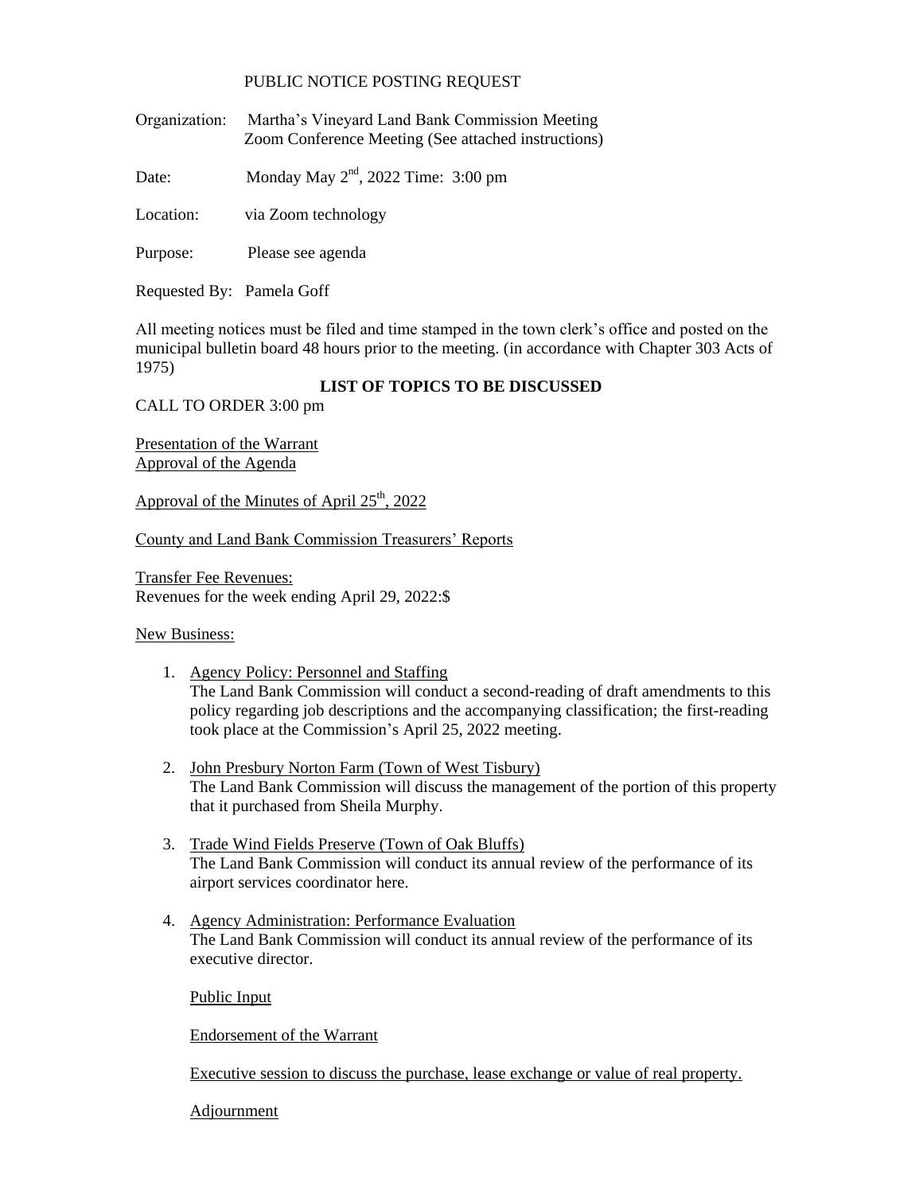PUBLIC NOTICE POSTING REQUEST

Organization: Martha's Vineyard Land Bank Commission Meeting
Zoom Conference Meeting (See attached instructions)

Date: Monday May 2nd, 2022 Time: 3:00 pm

Location: via Zoom technology

Purpose: Please see agenda

Requested By: Pamela Goff

All meeting notices must be filed and time stamped in the town clerk's office and posted on the municipal bulletin board 48 hours prior to the meeting. (in accordance with Chapter 303 Acts of 1975)

**LIST OF TOPICS TO BE DISCUSSED**

CALL TO ORDER 3:00 pm

Presentation of the Warrant
Approval of the Agenda

Approval of the Minutes of April 25th, 2022

County and Land Bank Commission Treasurers' Reports

Transfer Fee Revenues:
Revenues for the week ending April 29, 2022:$

New Business:

1. Agency Policy: Personnel and Staffing
   The Land Bank Commission will conduct a second-reading of draft amendments to this policy regarding job descriptions and the accompanying classification; the first-reading took place at the Commission's April 25, 2022 meeting.

2. John Presbury Norton Farm (Town of West Tisbury)
   The Land Bank Commission will discuss the management of the portion of this property that it purchased from Sheila Murphy.

3. Trade Wind Fields Preserve (Town of Oak Bluffs)
   The Land Bank Commission will conduct its annual review of the performance of its airport services coordinator here.

4. Agency Administration: Performance Evaluation
   The Land Bank Commission will conduct its annual review of the performance of its executive director.

   Public Input

   Endorsement of the Warrant

   Executive session to discuss the purchase, lease exchange or value of real property.

   Adjournment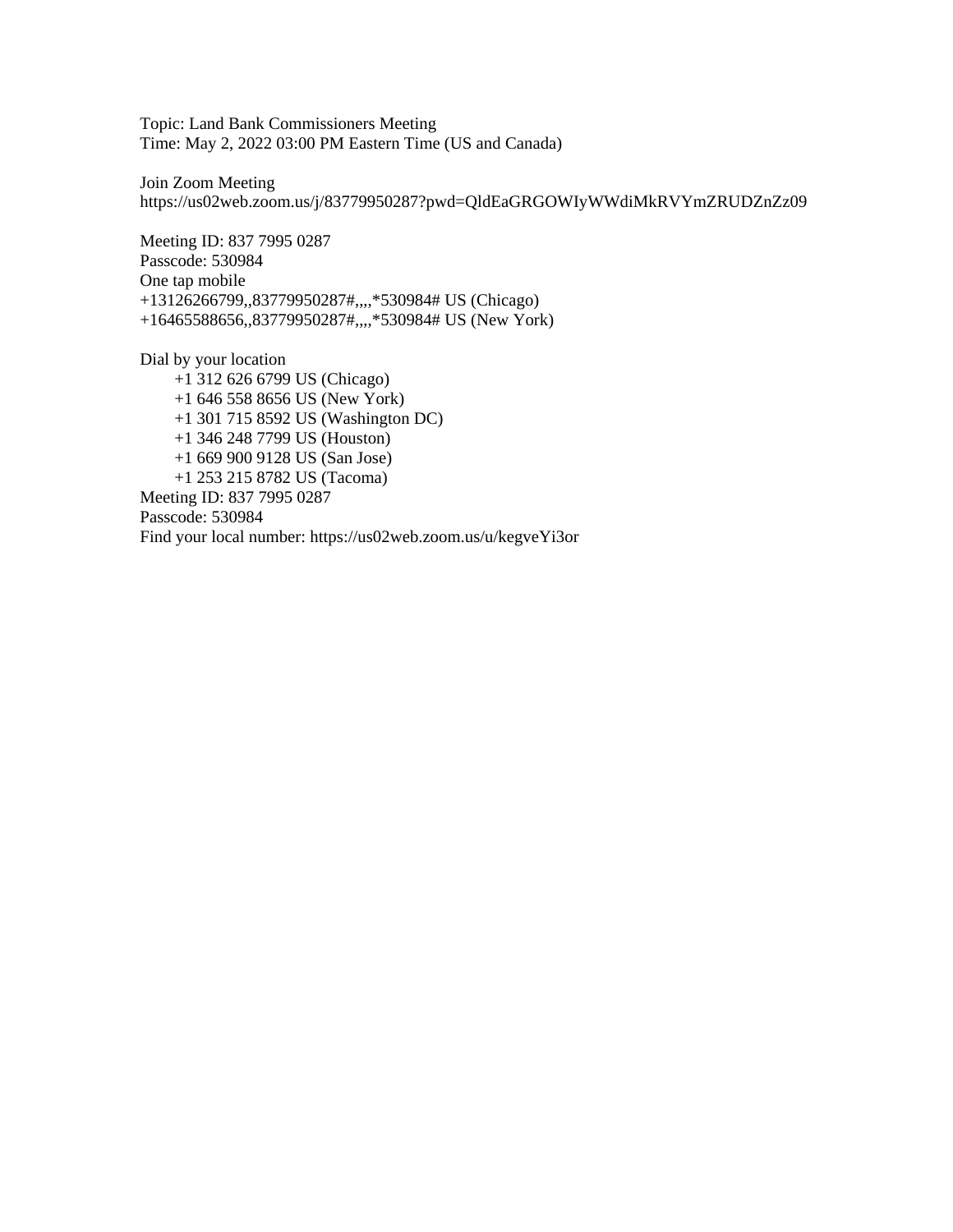Topic: Land Bank Commissioners Meeting
Time: May 2, 2022 03:00 PM Eastern Time (US and Canada)

Join Zoom Meeting
https://us02web.zoom.us/j/83779950287?pwd=QldEaGRGOWIyWWdiMkRVYmZRUDZnZz09

Meeting ID: 837 7995 0287
Passcode: 530984
One tap mobile
+13126266799,,83779950287#,,,,*530984# US (Chicago)
+16465588656,,83779950287#,,,,*530984# US (New York)

Dial by your location
+1 312 626 6799 US (Chicago)
+1 646 558 8656 US (New York)
+1 301 715 8592 US (Washington DC)
+1 346 248 7799 US (Houston)
+1 669 900 9128 US (San Jose)
+1 253 215 8782 US (Tacoma)
Meeting ID: 837 7995 0287
Passcode: 530984
Find your local number: https://us02web.zoom.us/u/kegveYi3or